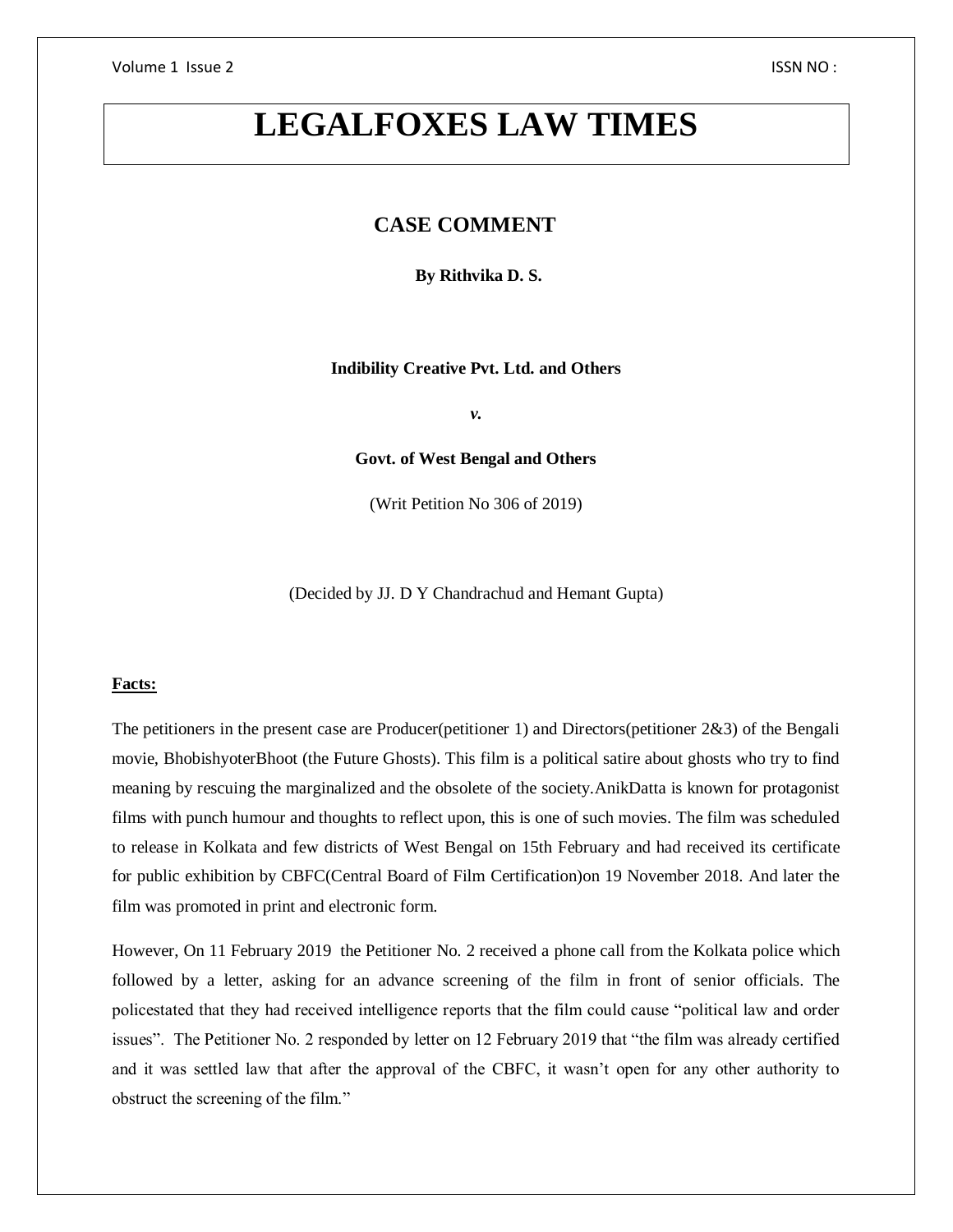# LEGALFOXES LAW TIMES

## CASE COMMENT

**By Rithvika D. S.**

**Indibility Creative Pvt. Ltd. and Others**

***v.***

**Govt. of West Bengal and Others**

(Writ Petition No 306 of 2019)

(Decided by JJ. D Y Chandrachud and Hemant Gupta)

**Facts:**

The petitioners in the present case are Producer(petitioner 1) and Directors(petitioner 2&3) of the Bengali movie, BhobishyoterBhoot (the Future Ghosts). This film is a political satire about ghosts who try to find meaning by rescuing the marginalized and the obsolete of the society.AnikDatta is known for protagonist films with punch humour and thoughts to reflect upon, this is one of such movies. The film was scheduled to release in Kolkata and few districts of West Bengal on 15th February and had received its certificate for public exhibition by CBFC(Central Board of Film Certification)on 19 November 2018. And later the film was promoted in print and electronic form.

However, On 11 February 2019 the Petitioner No. 2 received a phone call from the Kolkata police which followed by a letter, asking for an advance screening of the film in front of senior officials. The policestated that they had received intelligence reports that the film could cause "political law and order issues". The Petitioner No. 2 responded by letter on 12 February 2019 that "the film was already certified and it was settled law that after the approval of the CBFC, it wasn't open for any other authority to obstruct the screening of the film."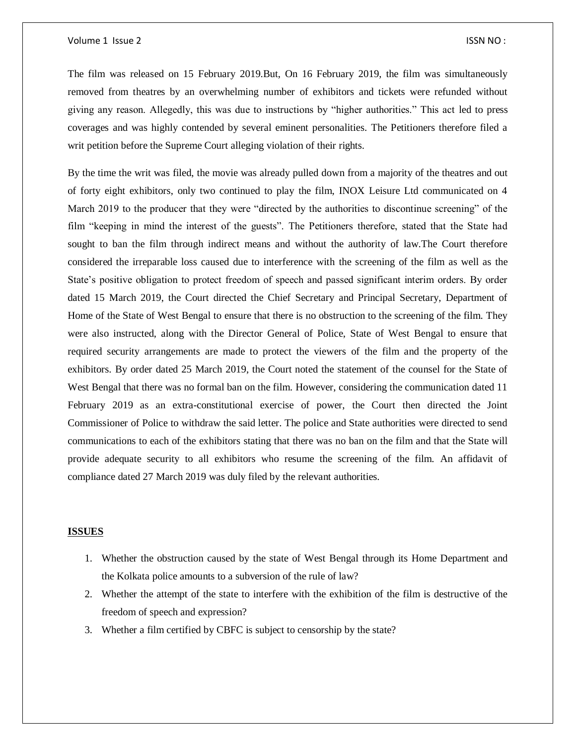The film was released on 15 February 2019.But, On 16 February 2019, the film was simultaneously removed from theatres by an overwhelming number of exhibitors and tickets were refunded without giving any reason. Allegedly, this was due to instructions by "higher authorities." This act led to press coverages and was highly contended by several eminent personalities. The Petitioners therefore filed a writ petition before the Supreme Court alleging violation of their rights.

By the time the writ was filed, the movie was already pulled down from a majority of the theatres and out of forty eight exhibitors, only two continued to play the film, INOX Leisure Ltd communicated on 4 March 2019 to the producer that they were "directed by the authorities to discontinue screening" of the film "keeping in mind the interest of the guests". The Petitioners therefore, stated that the State had sought to ban the film through indirect means and without the authority of law.The Court therefore considered the irreparable loss caused due to interference with the screening of the film as well as the State's positive obligation to protect freedom of speech and passed significant interim orders. By order dated 15 March 2019, the Court directed the Chief Secretary and Principal Secretary, Department of Home of the State of West Bengal to ensure that there is no obstruction to the screening of the film. They were also instructed, along with the Director General of Police, State of West Bengal to ensure that required security arrangements are made to protect the viewers of the film and the property of the exhibitors. By order dated 25 March 2019, the Court noted the statement of the counsel for the State of West Bengal that there was no formal ban on the film. However, considering the communication dated 11 February 2019 as an extra-constitutional exercise of power, the Court then directed the Joint Commissioner of Police to withdraw the said letter. The police and State authorities were directed to send communications to each of the exhibitors stating that there was no ban on the film and that the State will provide adequate security to all exhibitors who resume the screening of the film. An affidavit of compliance dated 27 March 2019 was duly filed by the relevant authorities.

## ISSUES

1. Whether the obstruction caused by the state of West Bengal through its Home Department and the Kolkata police amounts to a subversion of the rule of law?
2. Whether the attempt of the state to interfere with the exhibition of the film is destructive of the freedom of speech and expression?
3. Whether a film certified by CBFC is subject to censorship by the state?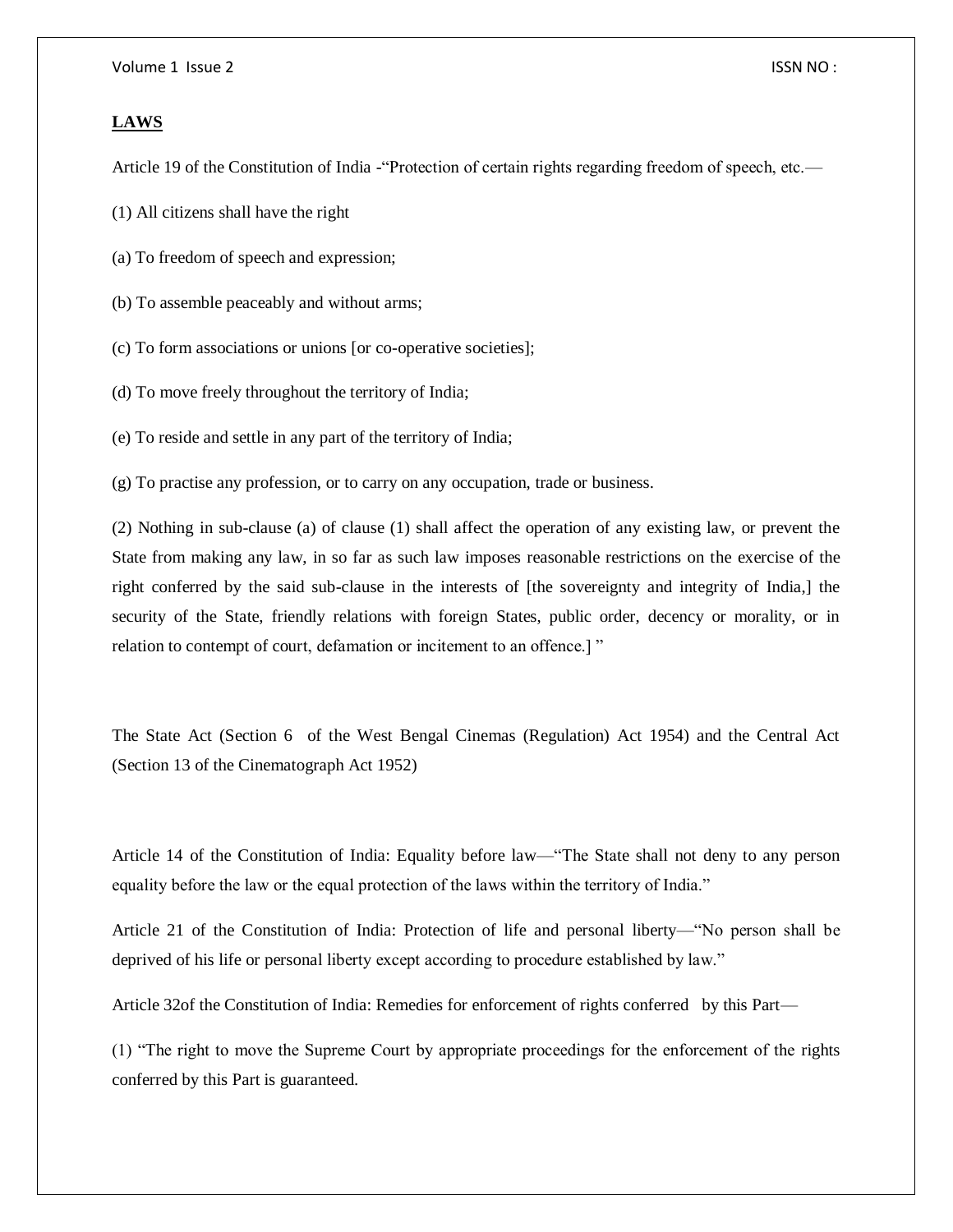## LAWS

Article 19 of the Constitution of India -"Protection of certain rights regarding freedom of speech, etc.—

(1) All citizens shall have the right

(a) To freedom of speech and expression;

(b) To assemble peaceably and without arms;

(c) To form associations or unions [or co-operative societies];

(d) To move freely throughout the territory of India;

(e) To reside and settle in any part of the territory of India;

(g) To practise any profession, or to carry on any occupation, trade or business.

(2) Nothing in sub-clause (a) of clause (1) shall affect the operation of any existing law, or prevent the State from making any law, in so far as such law imposes reasonable restrictions on the exercise of the right conferred by the said sub-clause in the interests of [the sovereignty and integrity of India,] the security of the State, friendly relations with foreign States, public order, decency or morality, or in relation to contempt of court, defamation or incitement to an offence.] "

The State Act (Section 6 of the West Bengal Cinemas (Regulation) Act 1954) and the Central Act (Section 13 of the Cinematograph Act 1952)

Article 14 of the Constitution of India: Equality before law—"The State shall not deny to any person equality before the law or the equal protection of the laws within the territory of India."

Article 21 of the Constitution of India: Protection of life and personal liberty—"No person shall be deprived of his life or personal liberty except according to procedure established by law."

Article 32of the Constitution of India: Remedies for enforcement of rights conferred by this Part—

(1) "The right to move the Supreme Court by appropriate proceedings for the enforcement of the rights conferred by this Part is guaranteed.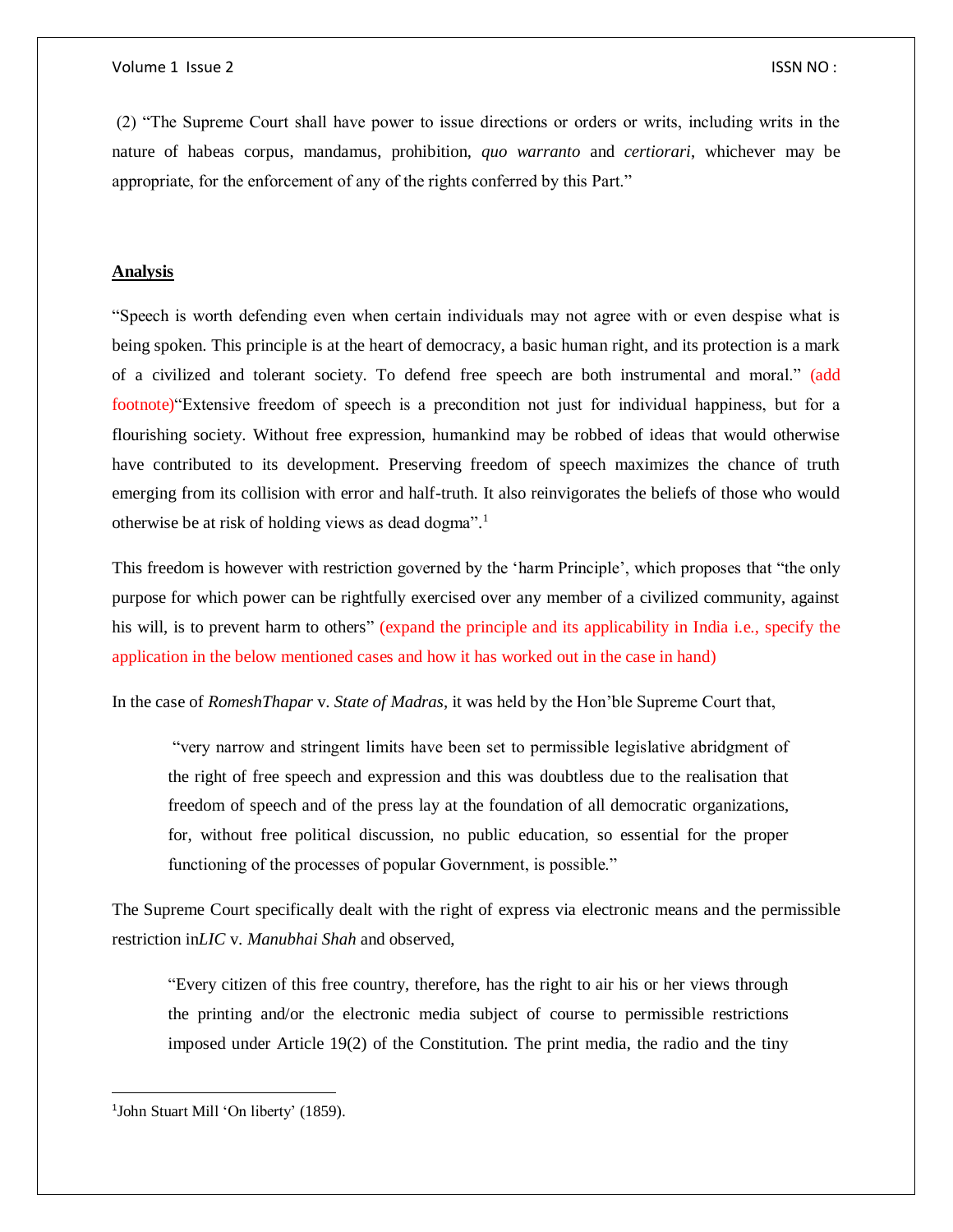(2) "The Supreme Court shall have power to issue directions or orders or writs, including writs in the nature of habeas corpus, mandamus, prohibition, *quo warranto* and *certiorari*, whichever may be appropriate, for the enforcement of any of the rights conferred by this Part."

## Analysis

"Speech is worth defending even when certain individuals may not agree with or even despise what is being spoken. This principle is at the heart of democracy, a basic human right, and its protection is a mark of a civilized and tolerant society. To defend free speech are both instrumental and moral." (add footnote)"Extensive freedom of speech is a precondition not just for individual happiness, but for a flourishing society. Without free expression, humankind may be robbed of ideas that would otherwise have contributed to its development. Preserving freedom of speech maximizes the chance of truth emerging from its collision with error and half-truth. It also reinvigorates the beliefs of those who would otherwise be at risk of holding views as dead dogma".[1]

This freedom is however with restriction governed by the 'harm Principle', which proposes that "the only purpose for which power can be rightfully exercised over any member of a civilized community, against his will, is to prevent harm to others" (expand the principle and its applicability in India i.e., specify the application in the below mentioned cases and how it has worked out in the case in hand)

In the case of *RomeshThapar* v. *State of Madras*, it was held by the Hon'ble Supreme Court that,

> "very narrow and stringent limits have been set to permissible legislative abridgment of the right of free speech and expression and this was doubtless due to the realisation that freedom of speech and of the press lay at the foundation of all democratic organizations, for, without free political discussion, no public education, so essential for the proper functioning of the processes of popular Government, is possible."

The Supreme Court specifically dealt with the right of express via electronic means and the permissible restriction in*LIC* v. *Manubhai Shah* and observed,

> "Every citizen of this free country, therefore, has the right to air his or her views through the printing and/or the electronic media subject of course to permissible restrictions imposed under Article 19(2) of the Constitution. The print media, the radio and the tiny

---

[1] John Stuart Mill 'On liberty' (1859).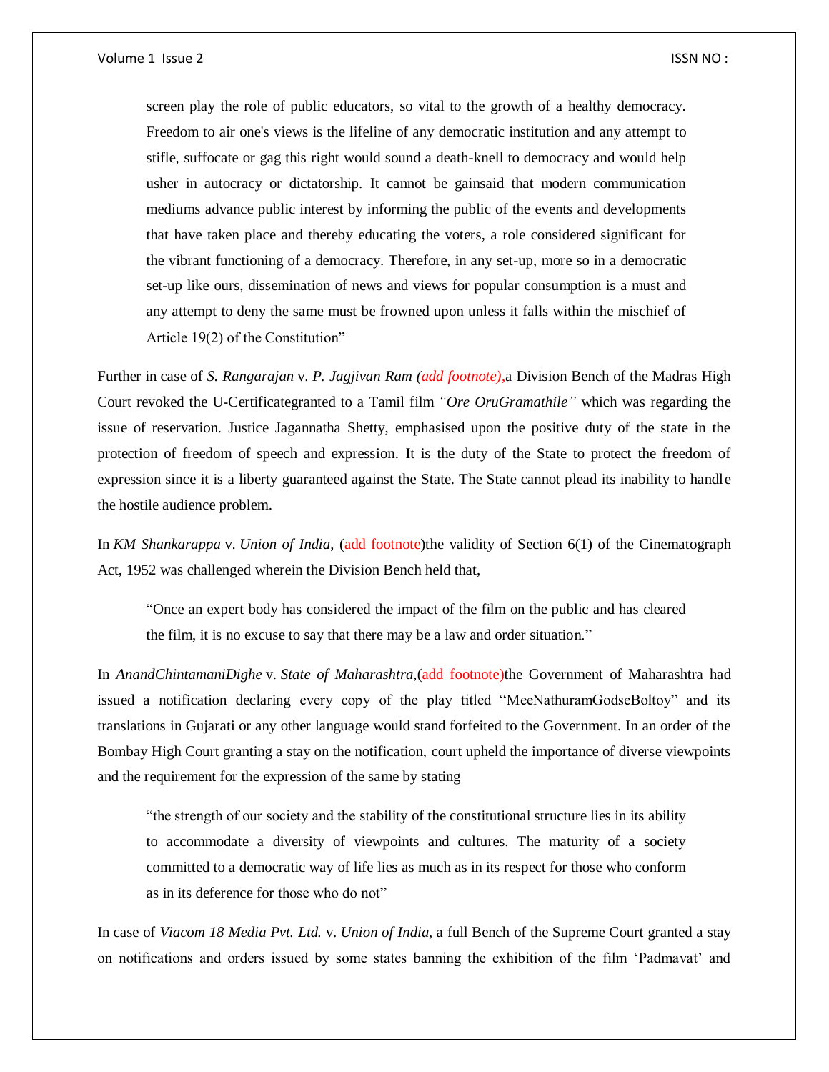> screen play the role of public educators, so vital to the growth of a healthy democracy. Freedom to air one's views is the lifeline of any democratic institution and any attempt to stifle, suffocate or gag this right would sound a death-knell to democracy and would help usher in autocracy or dictatorship. It cannot be gainsaid that modern communication mediums advance public interest by informing the public of the events and developments that have taken place and thereby educating the voters, a role considered significant for the vibrant functioning of a democracy. Therefore, in any set-up, more so in a democratic set-up like ours, dissemination of news and views for popular consumption is a must and any attempt to deny the same must be frowned upon unless it falls within the mischief of Article 19(2) of the Constitution"

Further in case of *S. Rangarajan* v. *P. Jagjivan Ram (add footnote),*a Division Bench of the Madras High Court revoked the U-Certificategranted to a Tamil film *"Ore OruGramathile"* which was regarding the issue of reservation. Justice Jagannatha Shetty, emphasised upon the positive duty of the state in the protection of freedom of speech and expression. It is the duty of the State to protect the freedom of expression since it is a liberty guaranteed against the State. The State cannot plead its inability to handle the hostile audience problem.

In *KM Shankarappa* v. *Union of India*, (add footnote)the validity of Section 6(1) of the Cinematograph Act, 1952 was challenged wherein the Division Bench held that,

> "Once an expert body has considered the impact of the film on the public and has cleared the film, it is no excuse to say that there may be a law and order situation."

In *AnandChintamaniDighe* v. *State of Maharashtra*,(add footnote)the Government of Maharashtra had issued a notification declaring every copy of the play titled "MeeNathuramGodseBoltoy" and its translations in Gujarati or any other language would stand forfeited to the Government. In an order of the Bombay High Court granting a stay on the notification, court upheld the importance of diverse viewpoints and the requirement for the expression of the same by stating

> "the strength of our society and the stability of the constitutional structure lies in its ability to accommodate a diversity of viewpoints and cultures. The maturity of a society committed to a democratic way of life lies as much as in its respect for those who conform as in its deference for those who do not"

In case of *Viacom 18 Media Pvt. Ltd.* v. *Union of India*, a full Bench of the Supreme Court granted a stay on notifications and orders issued by some states banning the exhibition of the film 'Padmavat' and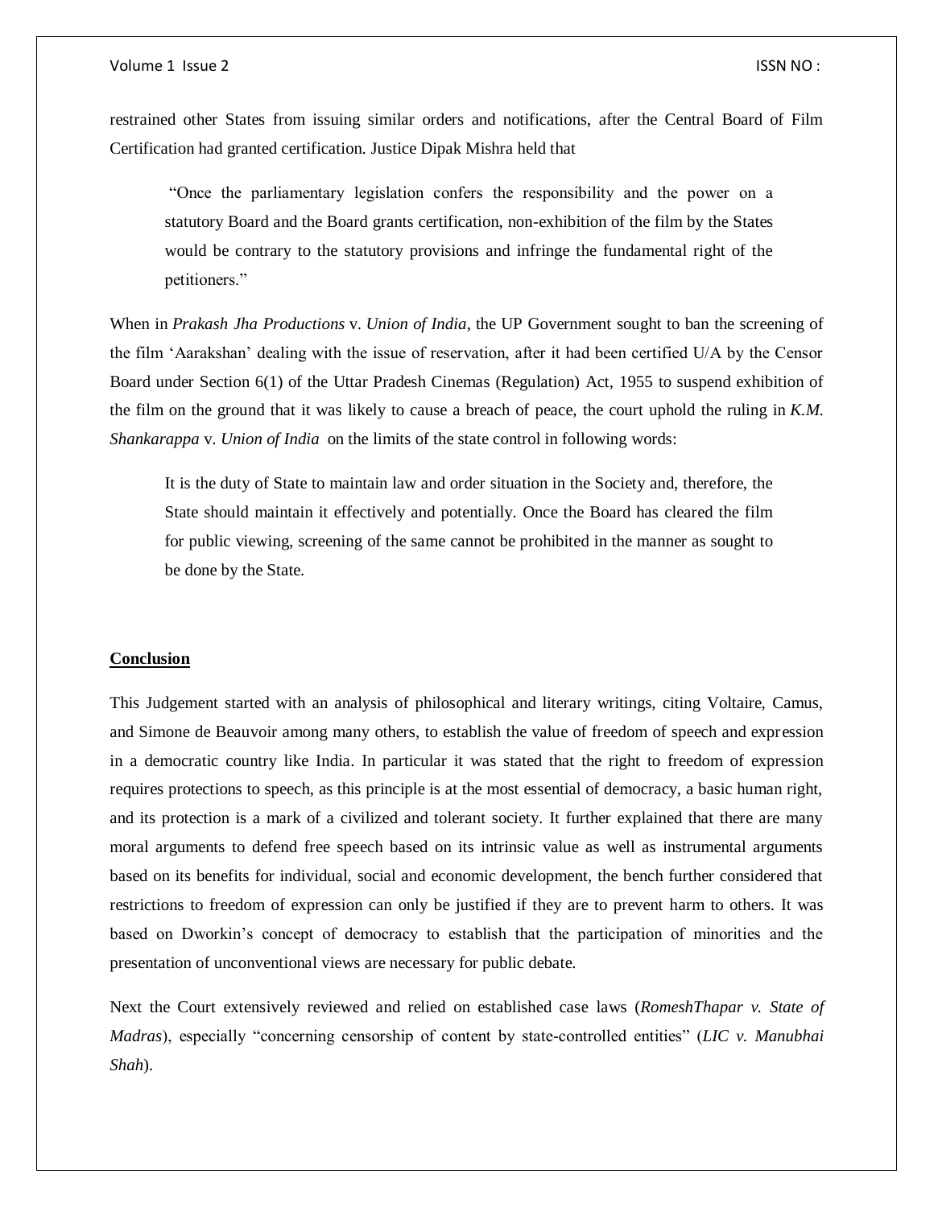restrained other States from issuing similar orders and notifications, after the Central Board of Film Certification had granted certification. Justice Dipak Mishra held that

> "Once the parliamentary legislation confers the responsibility and the power on a statutory Board and the Board grants certification, non-exhibition of the film by the States would be contrary to the statutory provisions and infringe the fundamental right of the petitioners."

When in *Prakash Jha Productions* v. *Union of India*, the UP Government sought to ban the screening of the film 'Aarakshan' dealing with the issue of reservation, after it had been certified U/A by the Censor Board under Section 6(1) of the Uttar Pradesh Cinemas (Regulation) Act, 1955 to suspend exhibition of the film on the ground that it was likely to cause a breach of peace, the court uphold the ruling in *K.M. Shankarappa* v. *Union of India* on the limits of the state control in following words:

> It is the duty of State to maintain law and order situation in the Society and, therefore, the State should maintain it effectively and potentially. Once the Board has cleared the film for public viewing, screening of the same cannot be prohibited in the manner as sought to be done by the State.

## Conclusion

This Judgement started with an analysis of philosophical and literary writings, citing Voltaire, Camus, and Simone de Beauvoir among many others, to establish the value of freedom of speech and expression in a democratic country like India. In particular it was stated that the right to freedom of expression requires protections to speech, as this principle is at the most essential of democracy, a basic human right, and its protection is a mark of a civilized and tolerant society. It further explained that there are many moral arguments to defend free speech based on its intrinsic value as well as instrumental arguments based on its benefits for individual, social and economic development, the bench further considered that restrictions to freedom of expression can only be justified if they are to prevent harm to others. It was based on Dworkin's concept of democracy to establish that the participation of minorities and the presentation of unconventional views are necessary for public debate.

Next the Court extensively reviewed and relied on established case laws (*RomeshThapar v. State of Madras*), especially "concerning censorship of content by state-controlled entities" (*LIC v. Manubhai Shah*).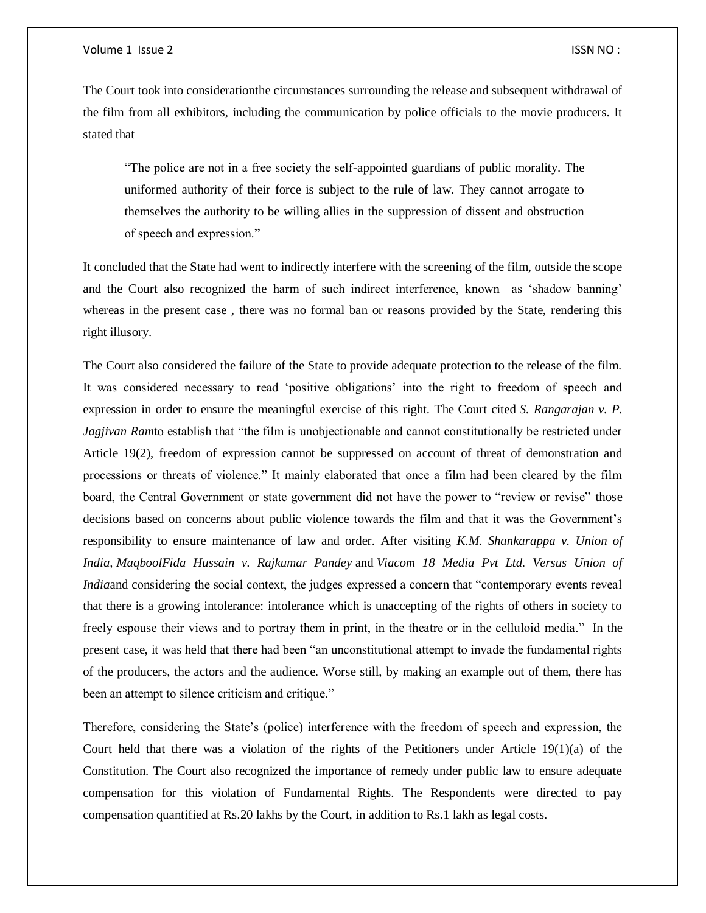The Court took into considerationthe circumstances surrounding the release and subsequent withdrawal of the film from all exhibitors, including the communication by police officials to the movie producers. It stated that

> "The police are not in a free society the self-appointed guardians of public morality. The uniformed authority of their force is subject to the rule of law. They cannot arrogate to themselves the authority to be willing allies in the suppression of dissent and obstruction of speech and expression."

It concluded that the State had went to indirectly interfere with the screening of the film, outside the scope and the Court also recognized the harm of such indirect interference, known as 'shadow banning' whereas in the present case , there was no formal ban or reasons provided by the State, rendering this right illusory.

The Court also considered the failure of the State to provide adequate protection to the release of the film. It was considered necessary to read 'positive obligations' into the right to freedom of speech and expression in order to ensure the meaningful exercise of this right. The Court cited *S. Rangarajan v. P. Jagjivan Ram*to establish that "the film is unobjectionable and cannot constitutionally be restricted under Article 19(2), freedom of expression cannot be suppressed on account of threat of demonstration and processions or threats of violence." It mainly elaborated that once a film had been cleared by the film board, the Central Government or state government did not have the power to "review or revise" those decisions based on concerns about public violence towards the film and that it was the Government's responsibility to ensure maintenance of law and order. After visiting *K.M. Shankarappa v. Union of India, MaqboolFida Hussain v. Rajkumar Pandey* and *Viacom 18 Media Pvt Ltd. Versus Union of India*and considering the social context, the judges expressed a concern that "contemporary events reveal that there is a growing intolerance: intolerance which is unaccepting of the rights of others in society to freely espouse their views and to portray them in print, in the theatre or in the celluloid media." In the present case, it was held that there had been "an unconstitutional attempt to invade the fundamental rights of the producers, the actors and the audience. Worse still, by making an example out of them, there has been an attempt to silence criticism and critique."

Therefore, considering the State's (police) interference with the freedom of speech and expression, the Court held that there was a violation of the rights of the Petitioners under Article 19(1)(a) of the Constitution. The Court also recognized the importance of remedy under public law to ensure adequate compensation for this violation of Fundamental Rights. The Respondents were directed to pay compensation quantified at Rs.20 lakhs by the Court, in addition to Rs.1 lakh as legal costs.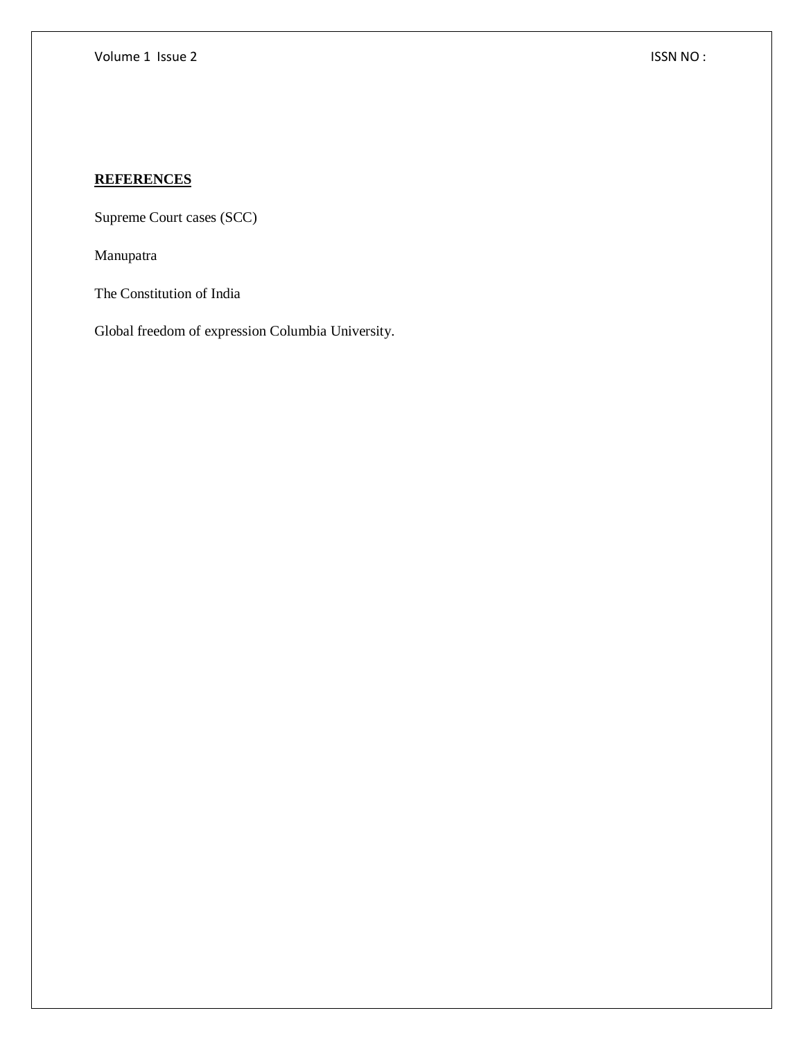## **REFERENCES**

Supreme Court cases (SCC)

Manupatra

The Constitution of India

Global freedom of expression Columbia University.